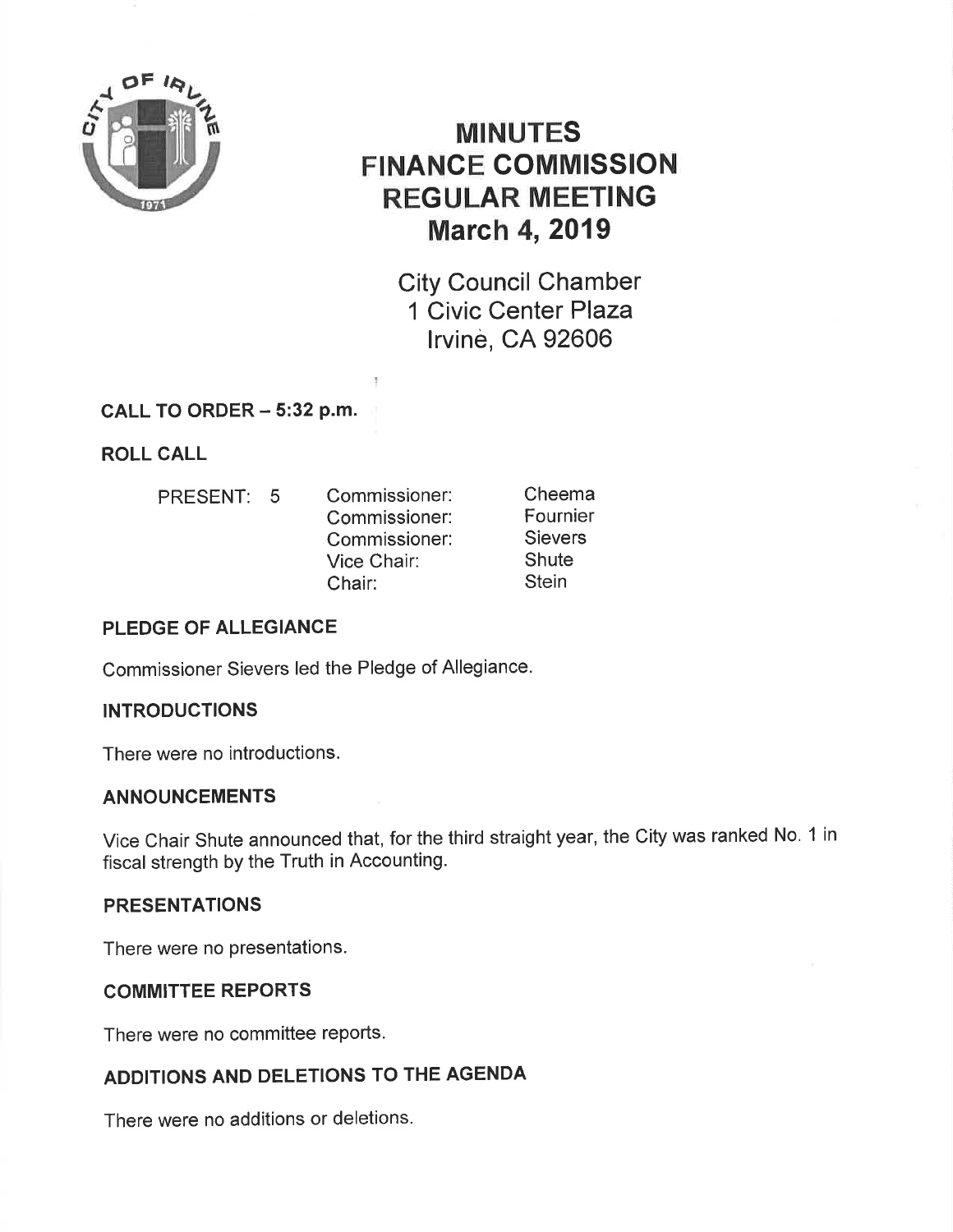# MINUTES
# FINANCE COMMISSION
# REGULAR MEETING
# March 4, 2019

City Council Chamber
1 Civic Center Plaza
Irvine, CA 92606

**CALL TO ORDER – 5:32 p.m.**

**ROLL CALL**

| PRESENT: 5 | | |
|---|---|---|
| | Commissioner: | Cheema |
| | Commissioner: | Fournier |
| | Commissioner: | Sievers |
| | Vice Chair: | Shute |
| | Chair: | Stein |

**PLEDGE OF ALLEGIANCE**

Commissioner Sievers led the Pledge of Allegiance.

**INTRODUCTIONS**

There were no introductions.

**ANNOUNCEMENTS**

Vice Chair Shute announced that, for the third straight year, the City was ranked No. 1 in fiscal strength by the Truth in Accounting.

**PRESENTATIONS**

There were no presentations.

**COMMITTEE REPORTS**

There were no committee reports.

**ADDITIONS AND DELETIONS TO THE AGENDA**

There were no additions or deletions.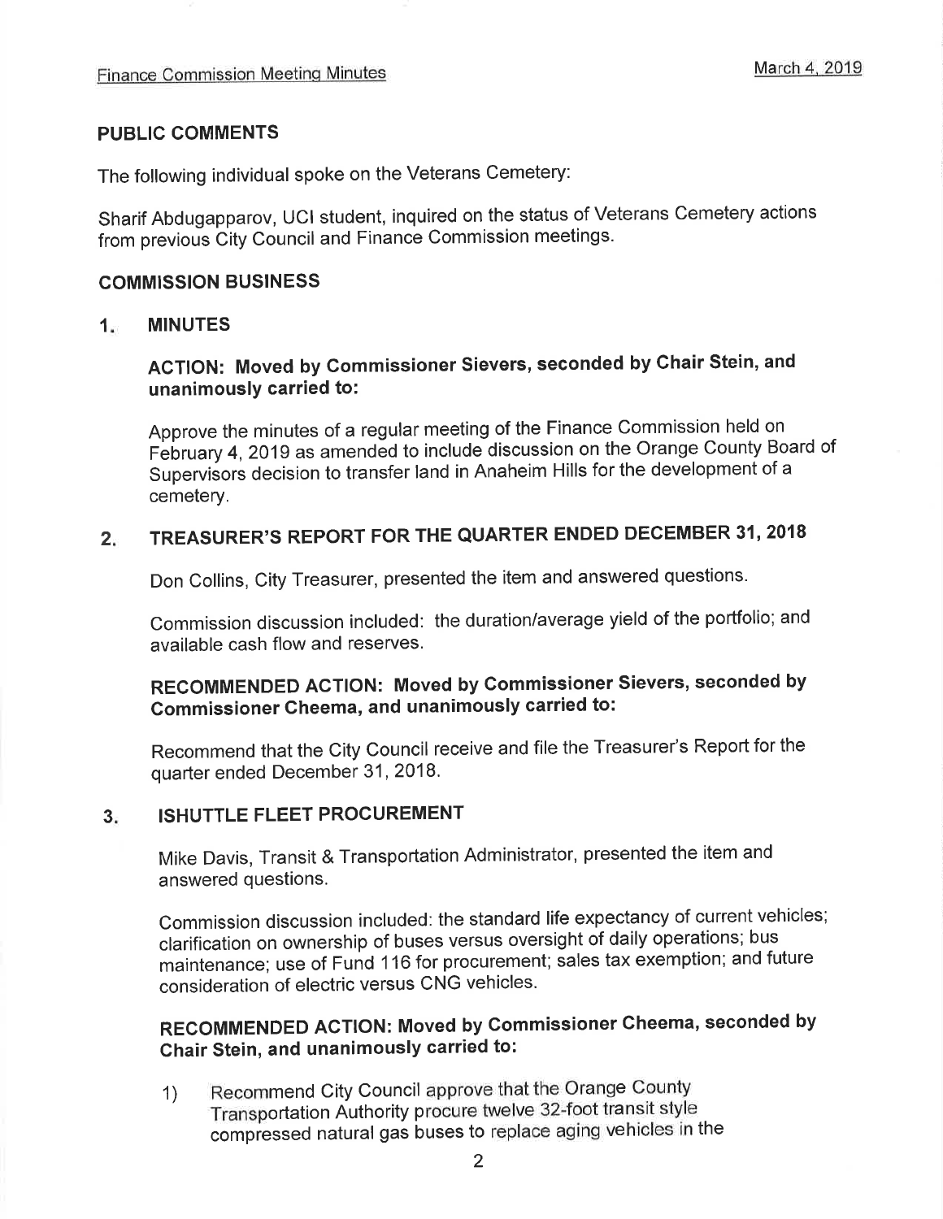## PUBLIC COMMENTS

The following individual spoke on the Veterans Cemetery:

Sharif Abdugapparov, UCI student, inquired on the status of Veterans Cemetery actions from previous City Council and Finance Commission meetings.

## COMMISSION BUSINESS

### 1. MINUTES

**ACTION: Moved by Commissioner Sievers, seconded by Chair Stein, and unanimously carried to:**

Approve the minutes of a regular meeting of the Finance Commission held on February 4, 2019 as amended to include discussion on the Orange County Board of Supervisors decision to transfer land in Anaheim Hills for the development of a cemetery.

### 2. TREASURER'S REPORT FOR THE QUARTER ENDED DECEMBER 31, 2018

Don Collins, City Treasurer, presented the item and answered questions.

Commission discussion included: the duration/average yield of the portfolio; and available cash flow and reserves.

**RECOMMENDED ACTION: Moved by Commissioner Sievers, seconded by Commissioner Cheema, and unanimously carried to:**

Recommend that the City Council receive and file the Treasurer's Report for the quarter ended December 31, 2018.

### 3. ISHUTTLE FLEET PROCUREMENT

Mike Davis, Transit & Transportation Administrator, presented the item and answered questions.

Commission discussion included: the standard life expectancy of current vehicles; clarification on ownership of buses versus oversight of daily operations; bus maintenance; use of Fund 116 for procurement; sales tax exemption; and future consideration of electric versus CNG vehicles.

**RECOMMENDED ACTION: Moved by Commissioner Cheema, seconded by Chair Stein, and unanimously carried to:**

1) Recommend City Council approve that the Orange County Transportation Authority procure twelve 32-foot transit style compressed natural gas buses to replace aging vehicles in the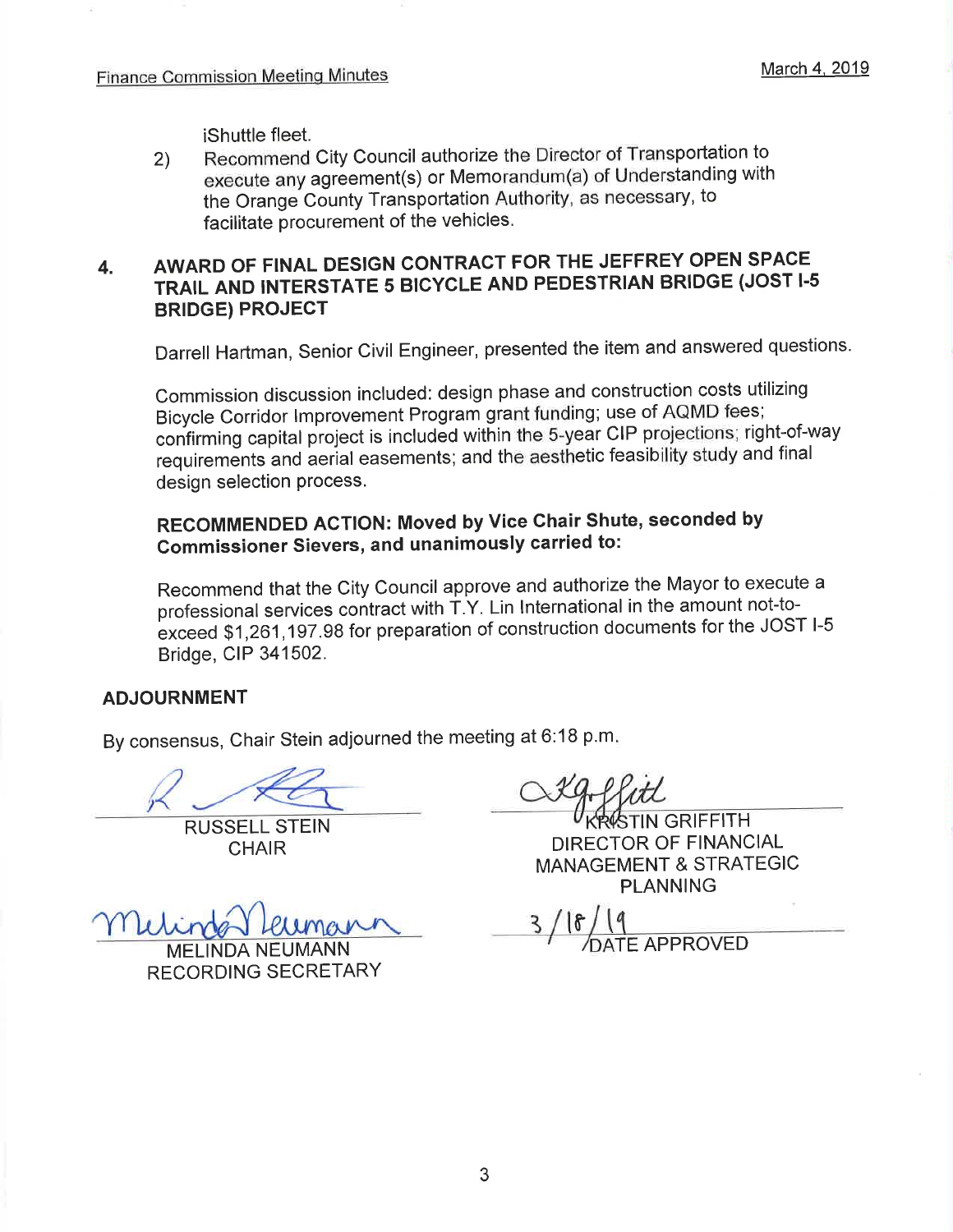iShuttle fleet.

2) Recommend City Council authorize the Director of Transportation to execute any agreement(s) or Memorandum(a) of Understanding with the Orange County Transportation Authority, as necessary, to facilitate procurement of the vehicles.

## 4. AWARD OF FINAL DESIGN CONTRACT FOR THE JEFFREY OPEN SPACE TRAIL AND INTERSTATE 5 BICYCLE AND PEDESTRIAN BRIDGE (JOST I-5 BRIDGE) PROJECT

Darrell Hartman, Senior Civil Engineer, presented the item and answered questions.

Commission discussion included: design phase and construction costs utilizing Bicycle Corridor Improvement Program grant funding; use of AQMD fees; confirming capital project is included within the 5-year CIP projections; right-of-way requirements and aerial easements; and the aesthetic feasibility study and final design selection process.

**RECOMMENDED ACTION: Moved by Vice Chair Shute, seconded by Commissioner Sievers, and unanimously carried to:**

Recommend that the City Council approve and authorize the Mayor to execute a professional services contract with T.Y. Lin International in the amount not-to-exceed $1,261,197.98 for preparation of construction documents for the JOST I-5 Bridge, CIP 341502.

## ADJOURNMENT

By consensus, Chair Stein adjourned the meeting at 6:18 p.m.

RUSSELL STEIN
CHAIR

KRISTIN GRIFFITH
DIRECTOR OF FINANCIAL MANAGEMENT & STRATEGIC PLANNING

MELINDA NEUMANN
RECORDING SECRETARY

3/18/19
DATE APPROVED